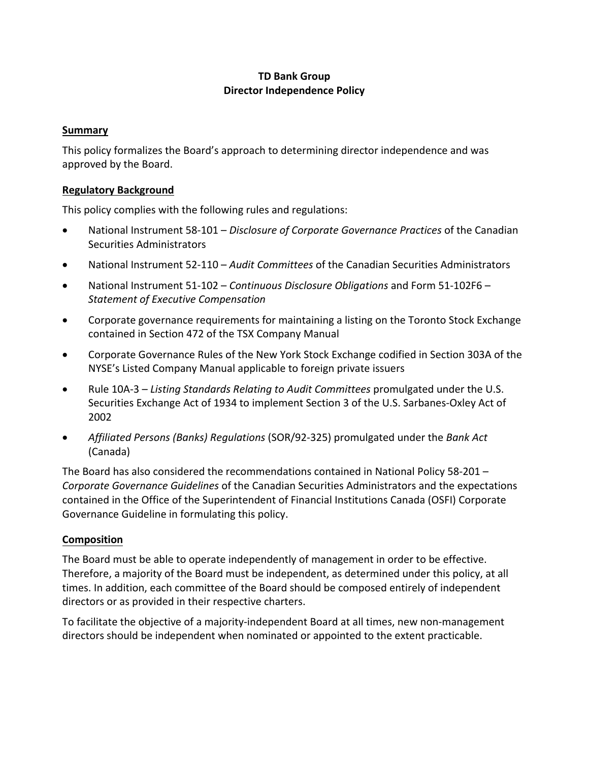# TD Bank Group
# Director Independence Policy

## Summary

This policy formalizes the Board's approach to determining director independence and was approved by the Board.

## Regulatory Background

This policy complies with the following rules and regulations:

- National Instrument 58-101 – *Disclosure of Corporate Governance Practices* of the Canadian Securities Administrators
- National Instrument 52-110 – *Audit Committees* of the Canadian Securities Administrators
- National Instrument 51-102 – *Continuous Disclosure Obligations* and Form 51-102F6 – *Statement of Executive Compensation*
- Corporate governance requirements for maintaining a listing on the Toronto Stock Exchange contained in Section 472 of the TSX Company Manual
- Corporate Governance Rules of the New York Stock Exchange codified in Section 303A of the NYSE's Listed Company Manual applicable to foreign private issuers
- Rule 10A-3 – *Listing Standards Relating to Audit Committees* promulgated under the U.S. Securities Exchange Act of 1934 to implement Section 3 of the U.S. Sarbanes-Oxley Act of 2002
- *Affiliated Persons (Banks) Regulations* (SOR/92-325) promulgated under the *Bank Act* (Canada)

The Board has also considered the recommendations contained in National Policy 58-201 – *Corporate Governance Guidelines* of the Canadian Securities Administrators and the expectations contained in the Office of the Superintendent of Financial Institutions Canada (OSFI) Corporate Governance Guideline in formulating this policy.

## Composition

The Board must be able to operate independently of management in order to be effective. Therefore, a majority of the Board must be independent, as determined under this policy, at all times. In addition, each committee of the Board should be composed entirely of independent directors or as provided in their respective charters.

To facilitate the objective of a majority-independent Board at all times, new non-management directors should be independent when nominated or appointed to the extent practicable.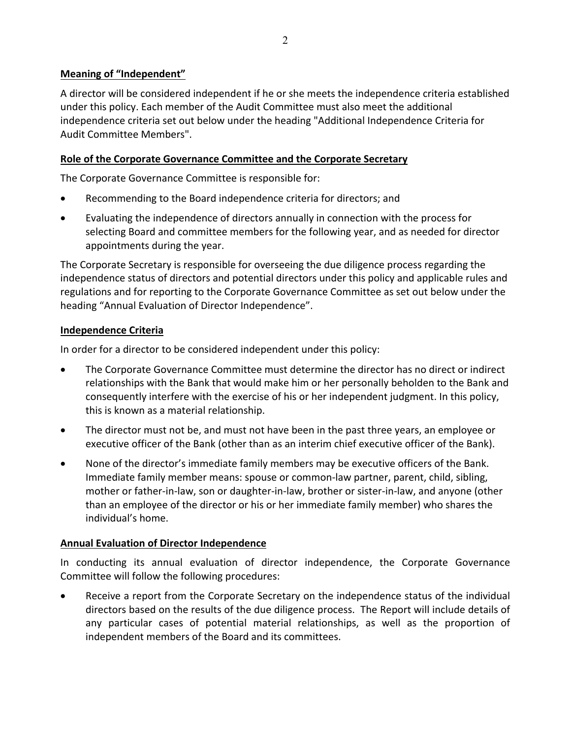## Meaning of "Independent"

A director will be considered independent if he or she meets the independence criteria established under this policy. Each member of the Audit Committee must also meet the additional independence criteria set out below under the heading "Additional Independence Criteria for Audit Committee Members".

## Role of the Corporate Governance Committee and the Corporate Secretary

The Corporate Governance Committee is responsible for:

- Recommending to the Board independence criteria for directors; and
- Evaluating the independence of directors annually in connection with the process for selecting Board and committee members for the following year, and as needed for director appointments during the year.

The Corporate Secretary is responsible for overseeing the due diligence process regarding the independence status of directors and potential directors under this policy and applicable rules and regulations and for reporting to the Corporate Governance Committee as set out below under the heading "Annual Evaluation of Director Independence".

## Independence Criteria

In order for a director to be considered independent under this policy:

- The Corporate Governance Committee must determine the director has no direct or indirect relationships with the Bank that would make him or her personally beholden to the Bank and consequently interfere with the exercise of his or her independent judgment. In this policy, this is known as a material relationship.
- The director must not be, and must not have been in the past three years, an employee or executive officer of the Bank (other than as an interim chief executive officer of the Bank).
- None of the director's immediate family members may be executive officers of the Bank. Immediate family member means: spouse or common-law partner, parent, child, sibling, mother or father-in-law, son or daughter-in-law, brother or sister-in-law, and anyone (other than an employee of the director or his or her immediate family member) who shares the individual's home.

## Annual Evaluation of Director Independence

In conducting its annual evaluation of director independence, the Corporate Governance Committee will follow the following procedures:

- Receive a report from the Corporate Secretary on the independence status of the individual directors based on the results of the due diligence process. The Report will include details of any particular cases of potential material relationships, as well as the proportion of independent members of the Board and its committees.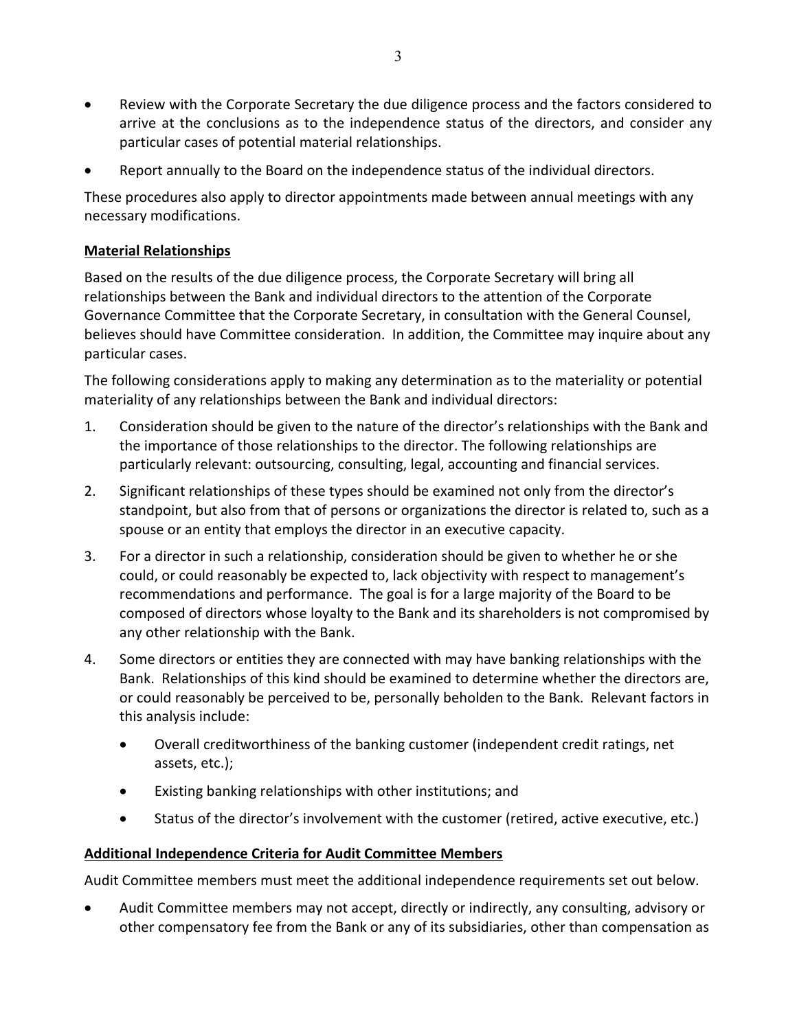- Review with the Corporate Secretary the due diligence process and the factors considered to arrive at the conclusions as to the independence status of the directors, and consider any particular cases of potential material relationships.
- Report annually to the Board on the independence status of the individual directors.

These procedures also apply to director appointments made between annual meetings with any necessary modifications.

## Material Relationships

Based on the results of the due diligence process, the Corporate Secretary will bring all relationships between the Bank and individual directors to the attention of the Corporate Governance Committee that the Corporate Secretary, in consultation with the General Counsel, believes should have Committee consideration. In addition, the Committee may inquire about any particular cases.

The following considerations apply to making any determination as to the materiality or potential materiality of any relationships between the Bank and individual directors:

1. Consideration should be given to the nature of the director's relationships with the Bank and the importance of those relationships to the director. The following relationships are particularly relevant: outsourcing, consulting, legal, accounting and financial services.
2. Significant relationships of these types should be examined not only from the director's standpoint, but also from that of persons or organizations the director is related to, such as a spouse or an entity that employs the director in an executive capacity.
3. For a director in such a relationship, consideration should be given to whether he or she could, or could reasonably be expected to, lack objectivity with respect to management's recommendations and performance. The goal is for a large majority of the Board to be composed of directors whose loyalty to the Bank and its shareholders is not compromised by any other relationship with the Bank.
4. Some directors or entities they are connected with may have banking relationships with the Bank. Relationships of this kind should be examined to determine whether the directors are, or could reasonably be perceived to be, personally beholden to the Bank. Relevant factors in this analysis include:
   - Overall creditworthiness of the banking customer (independent credit ratings, net assets, etc.);
   - Existing banking relationships with other institutions; and
   - Status of the director's involvement with the customer (retired, active executive, etc.)

## Additional Independence Criteria for Audit Committee Members

Audit Committee members must meet the additional independence requirements set out below.

- Audit Committee members may not accept, directly or indirectly, any consulting, advisory or other compensatory fee from the Bank or any of its subsidiaries, other than compensation as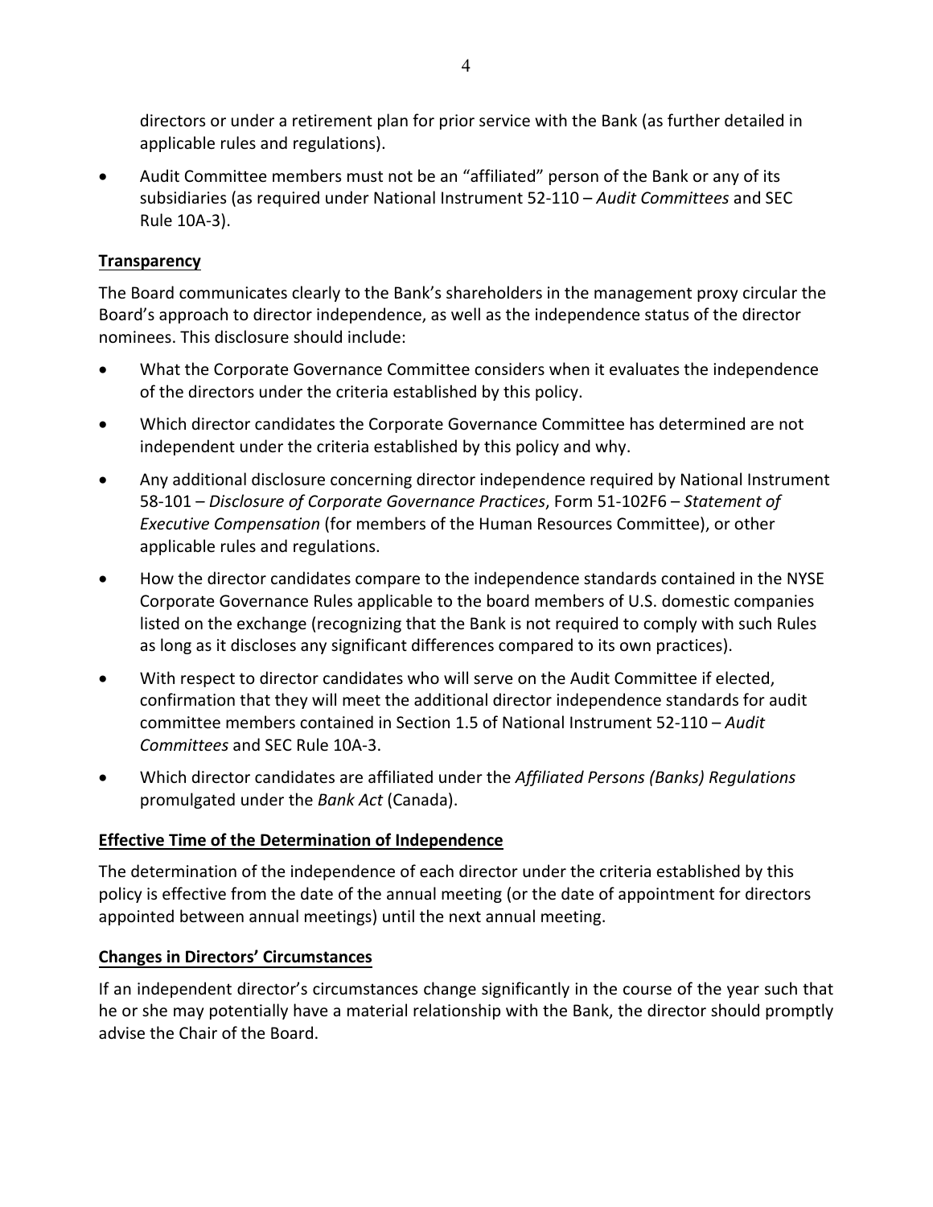directors or under a retirement plan for prior service with the Bank (as further detailed in applicable rules and regulations).

- Audit Committee members must not be an "affiliated" person of the Bank or any of its subsidiaries (as required under National Instrument 52-110 – *Audit Committees* and SEC Rule 10A-3).

**Transparency**

The Board communicates clearly to the Bank's shareholders in the management proxy circular the Board's approach to director independence, as well as the independence status of the director nominees. This disclosure should include:

- What the Corporate Governance Committee considers when it evaluates the independence of the directors under the criteria established by this policy.
- Which director candidates the Corporate Governance Committee has determined are not independent under the criteria established by this policy and why.
- Any additional disclosure concerning director independence required by National Instrument 58-101 – *Disclosure of Corporate Governance Practices*, Form 51-102F6 – *Statement of Executive Compensation* (for members of the Human Resources Committee), or other applicable rules and regulations.
- How the director candidates compare to the independence standards contained in the NYSE Corporate Governance Rules applicable to the board members of U.S. domestic companies listed on the exchange (recognizing that the Bank is not required to comply with such Rules as long as it discloses any significant differences compared to its own practices).
- With respect to director candidates who will serve on the Audit Committee if elected, confirmation that they will meet the additional director independence standards for audit committee members contained in Section 1.5 of National Instrument 52-110 – *Audit Committees* and SEC Rule 10A-3.
- Which director candidates are affiliated under the *Affiliated Persons (Banks) Regulations* promulgated under the *Bank Act* (Canada).

**Effective Time of the Determination of Independence**

The determination of the independence of each director under the criteria established by this policy is effective from the date of the annual meeting (or the date of appointment for directors appointed between annual meetings) until the next annual meeting.

**Changes in Directors' Circumstances**

If an independent director's circumstances change significantly in the course of the year such that he or she may potentially have a material relationship with the Bank, the director should promptly advise the Chair of the Board.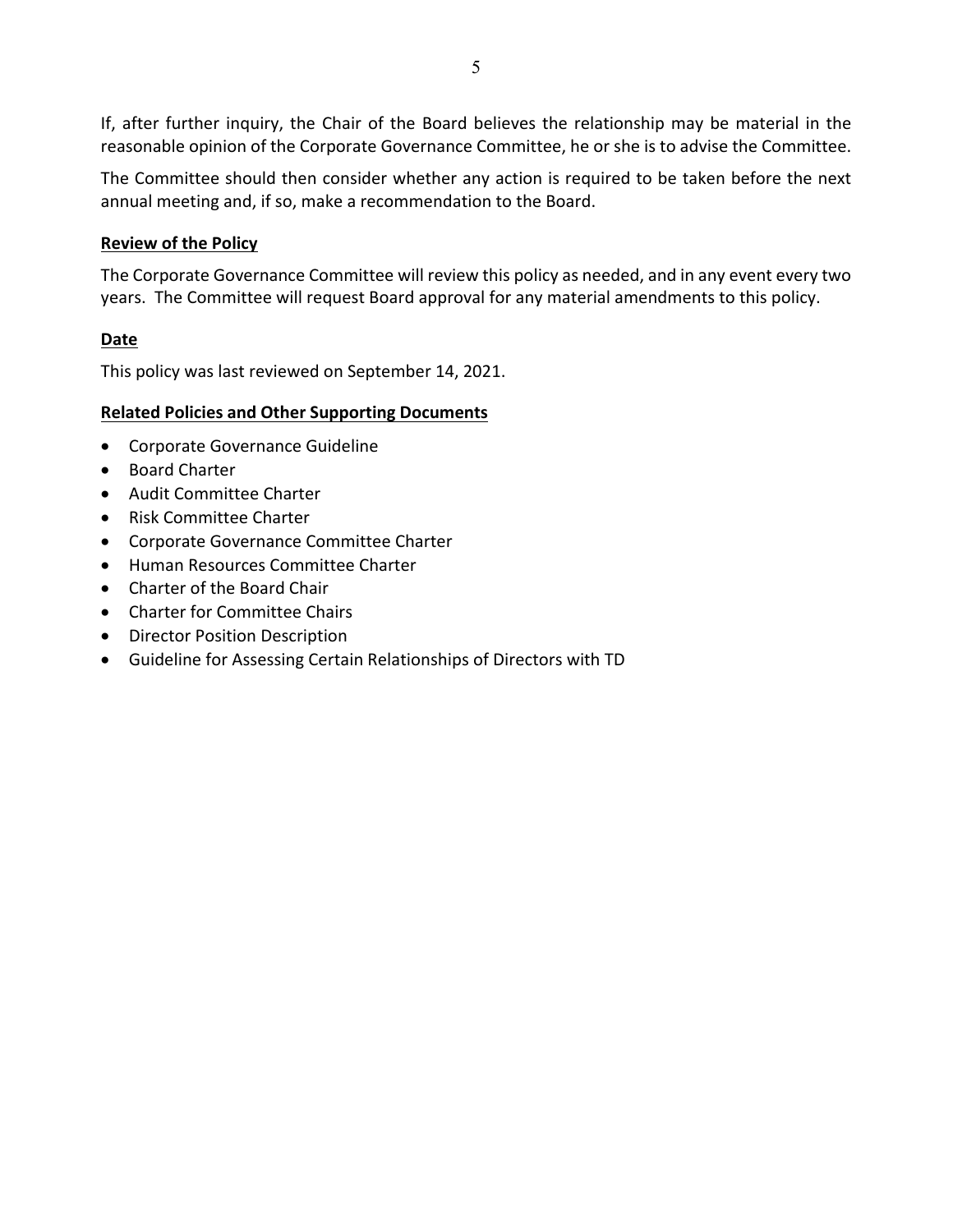If, after further inquiry, the Chair of the Board believes the relationship may be material in the reasonable opinion of the Corporate Governance Committee, he or she is to advise the Committee.

The Committee should then consider whether any action is required to be taken before the next annual meeting and, if so, make a recommendation to the Board.

## Review of the Policy

The Corporate Governance Committee will review this policy as needed, and in any event every two years. The Committee will request Board approval for any material amendments to this policy.

## Date

This policy was last reviewed on September 14, 2021.

## Related Policies and Other Supporting Documents

- Corporate Governance Guideline
- Board Charter
- Audit Committee Charter
- Risk Committee Charter
- Corporate Governance Committee Charter
- Human Resources Committee Charter
- Charter of the Board Chair
- Charter for Committee Chairs
- Director Position Description
- Guideline for Assessing Certain Relationships of Directors with TD